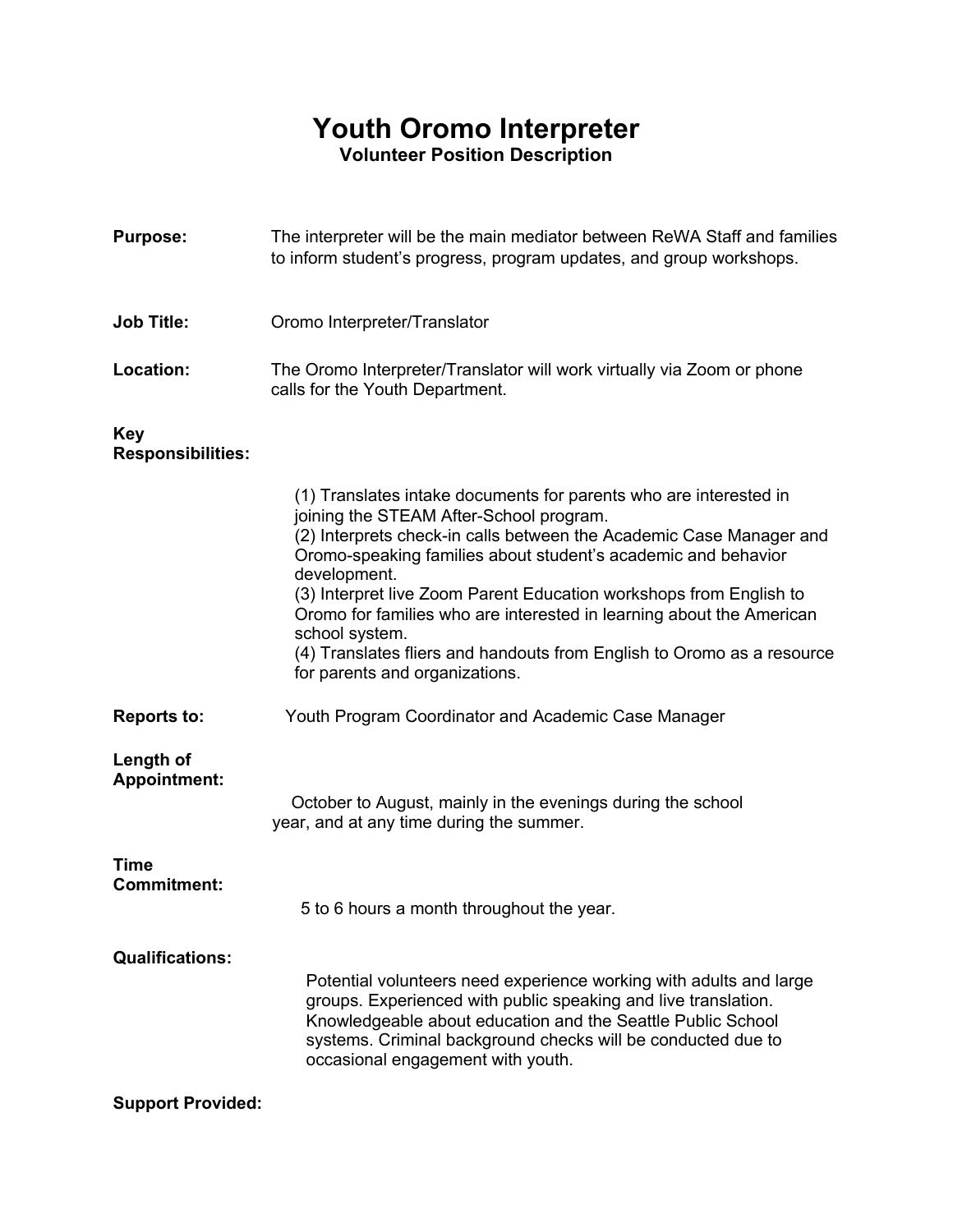# Youth Oromo Interpreter

## Volunteer Position Description

**Purpose:** The interpreter will be the main mediator between ReWA Staff and families to inform student's progress, program updates, and group workshops.

**Job Title:** Oromo Interpreter/Translator

**Location:** The Oromo Interpreter/Translator will work virtually via Zoom or phone calls for the Youth Department.

**Key Responsibilities:**

(1) Translates intake documents for parents who are interested in joining the STEAM After-School program.
(2) Interprets check-in calls between the Academic Case Manager and Oromo-speaking families about student's academic and behavior development.
(3) Interpret live Zoom Parent Education workshops from English to Oromo for families who are interested in learning about the American school system.
(4) Translates fliers and handouts from English to Oromo as a resource for parents and organizations.

**Reports to:** Youth Program Coordinator and Academic Case Manager

**Length of Appointment:**

October to August, mainly in the evenings during the school year, and at any time during the summer.

**Time Commitment:**

5 to 6 hours a month throughout the year.

**Qualifications:**

Potential volunteers need experience working with adults and large groups. Experienced with public speaking and live translation. Knowledgeable about education and the Seattle Public School systems. Criminal background checks will be conducted due to occasional engagement with youth.

**Support Provided:**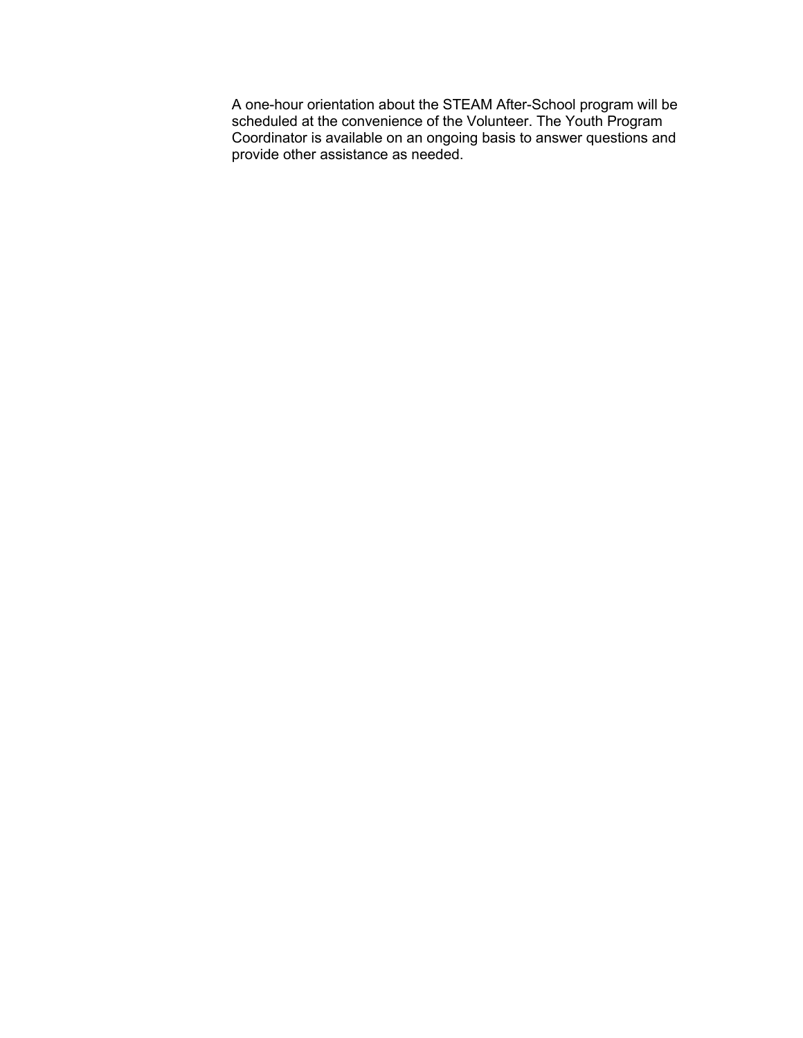A one-hour orientation about the STEAM After-School program will be scheduled at the convenience of the Volunteer. The Youth Program Coordinator is available on an ongoing basis to answer questions and provide other assistance as needed.